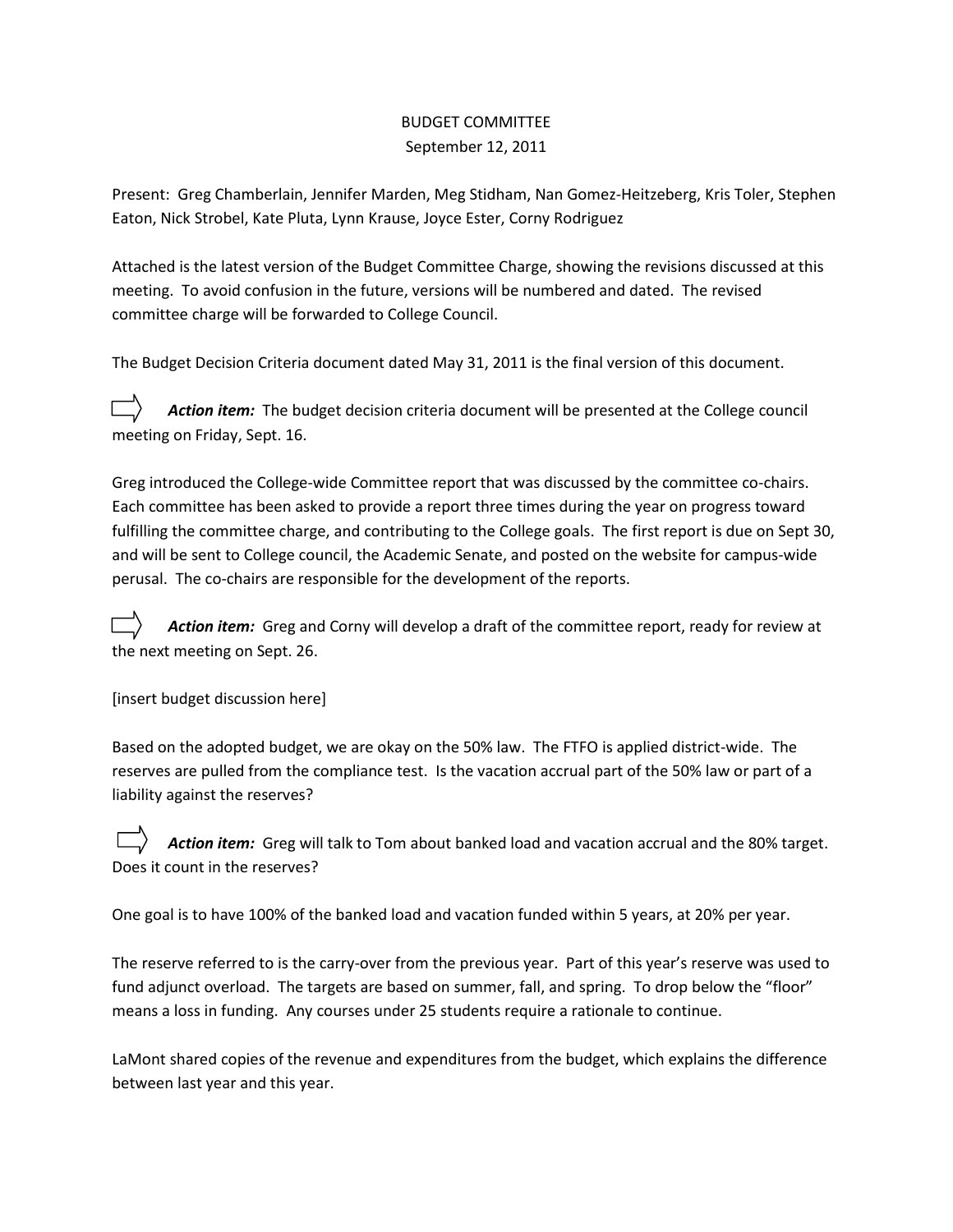BUDGET COMMITTEE
September 12, 2011

Present: Greg Chamberlain, Jennifer Marden, Meg Stidham, Nan Gomez-Heitzeberg, Kris Toler, Stephen Eaton, Nick Strobel, Kate Pluta, Lynn Krause, Joyce Ester, Corny Rodriguez

Attached is the latest version of the Budget Committee Charge, showing the revisions discussed at this meeting. To avoid confusion in the future, versions will be numbered and dated. The revised committee charge will be forwarded to College Council.

The Budget Decision Criteria document dated May 31, 2011 is the final version of this document.

⇨ ***Action item:*** The budget decision criteria document will be presented at the College council meeting on Friday, Sept. 16.

Greg introduced the College-wide Committee report that was discussed by the committee co-chairs. Each committee has been asked to provide a report three times during the year on progress toward fulfilling the committee charge, and contributing to the College goals. The first report is due on Sept 30, and will be sent to College council, the Academic Senate, and posted on the website for campus-wide perusal. The co-chairs are responsible for the development of the reports.

⇨ ***Action item:*** Greg and Corny will develop a draft of the committee report, ready for review at the next meeting on Sept. 26.

[insert budget discussion here]

Based on the adopted budget, we are okay on the 50% law. The FTFO is applied district-wide. The reserves are pulled from the compliance test. Is the vacation accrual part of the 50% law or part of a liability against the reserves?

⇨ ***Action item:*** Greg will talk to Tom about banked load and vacation accrual and the 80% target. Does it count in the reserves?

One goal is to have 100% of the banked load and vacation funded within 5 years, at 20% per year.

The reserve referred to is the carry-over from the previous year. Part of this year's reserve was used to fund adjunct overload. The targets are based on summer, fall, and spring. To drop below the "floor" means a loss in funding. Any courses under 25 students require a rationale to continue.

LaMont shared copies of the revenue and expenditures from the budget, which explains the difference between last year and this year.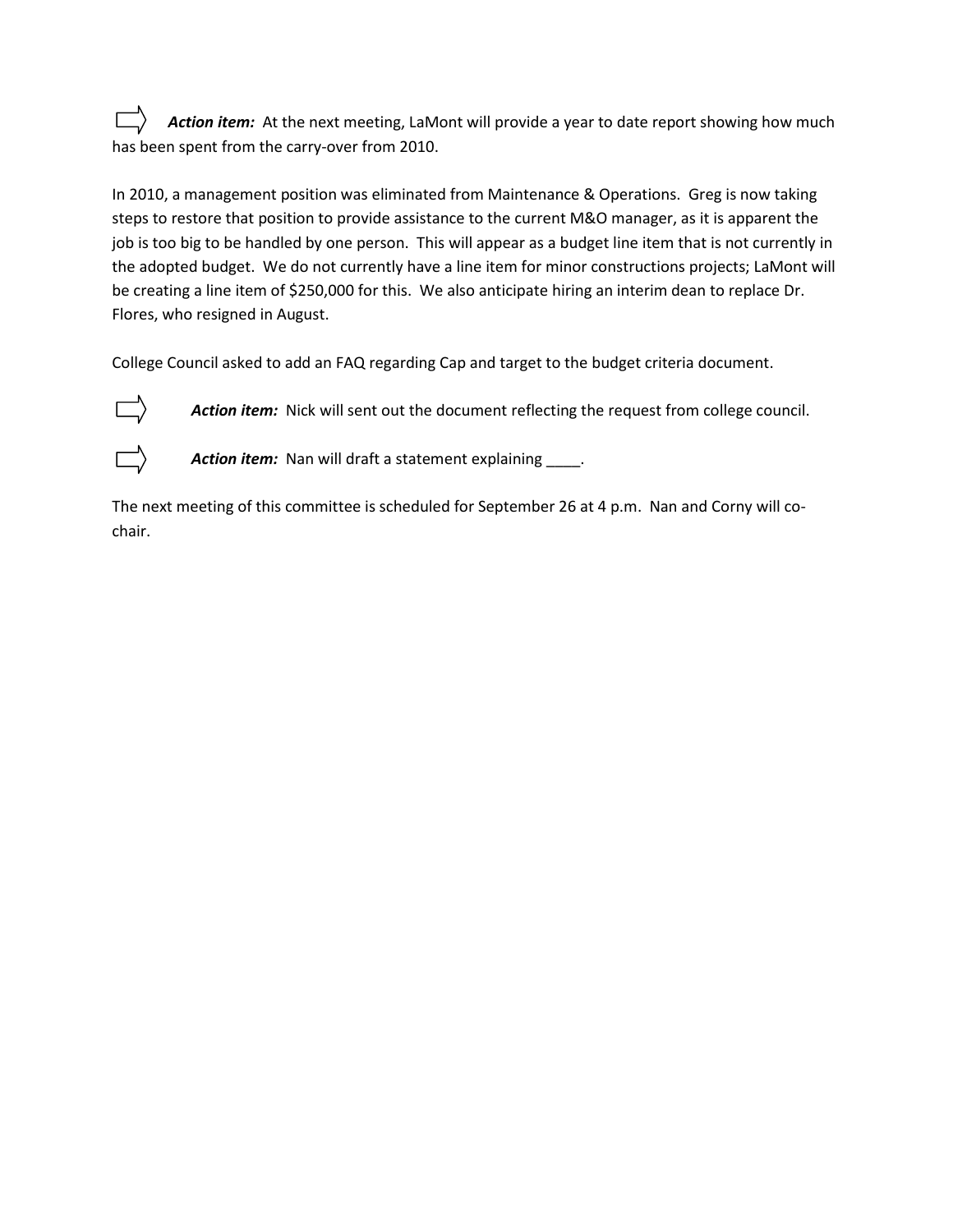➪ ***Action item:*** At the next meeting, LaMont will provide a year to date report showing how much has been spent from the carry-over from 2010.

In 2010, a management position was eliminated from Maintenance & Operations. Greg is now taking steps to restore that position to provide assistance to the current M&O manager, as it is apparent the job is too big to be handled by one person. This will appear as a budget line item that is not currently in the adopted budget. We do not currently have a line item for minor constructions projects; LaMont will be creating a line item of $250,000 for this. We also anticipate hiring an interim dean to replace Dr. Flores, who resigned in August.

College Council asked to add an FAQ regarding Cap and target to the budget criteria document.

➪ ***Action item:*** Nick will sent out the document reflecting the request from college council.

➪ ***Action item:*** Nan will draft a statement explaining ____.

The next meeting of this committee is scheduled for September 26 at 4 p.m. Nan and Corny will co-chair.